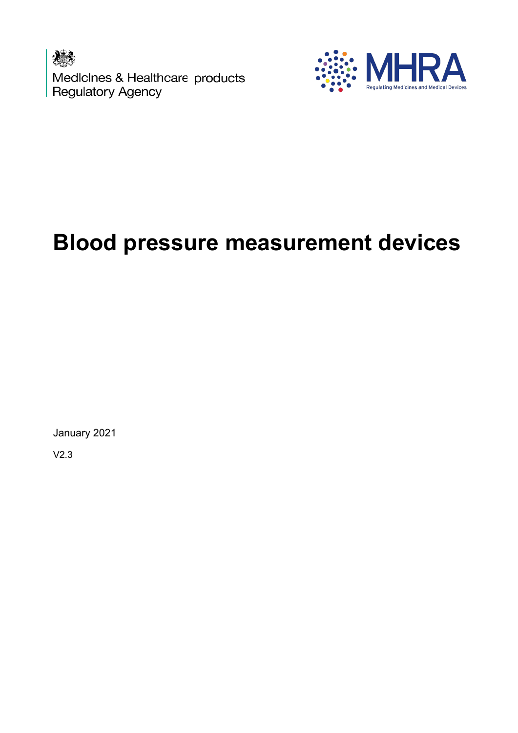Medicines & Healthcare products Regulatory Agency

MHRA

Regulating Medicines and Medical Devices

# Blood pressure measurement devices

January 2021

V2.3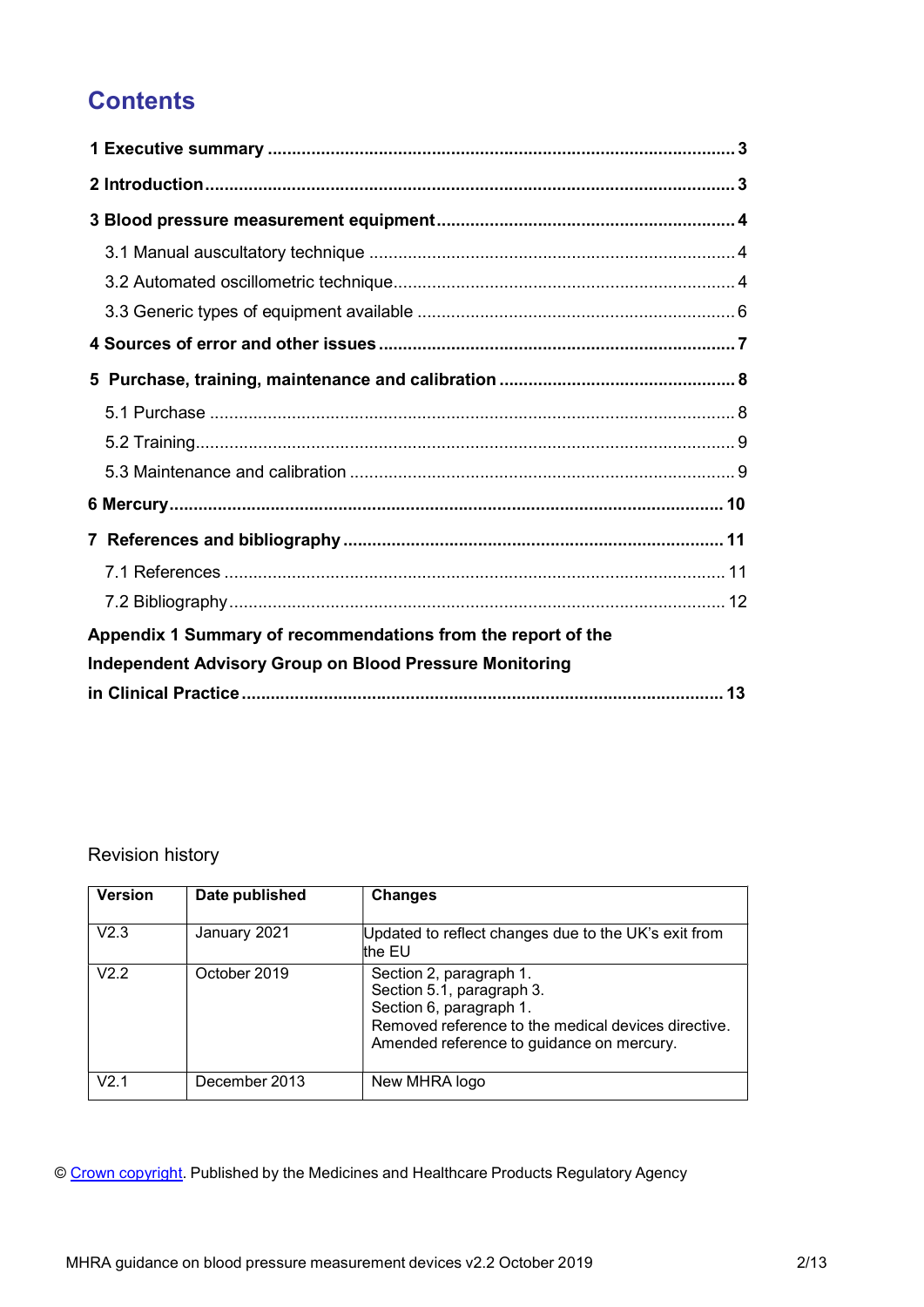# Contents

**1 Executive summary** ... **3**

**2 Introduction** ... **3**

**3 Blood pressure measurement equipment** ... **4**

- 3.1 Manual auscultatory technique ... 4
- 3.2 Automated oscillometric technique ... 4
- 3.3 Generic types of equipment available ... 6

**4 Sources of error and other issues** ... **7**

**5 Purchase, training, maintenance and calibration** ... **8**

- 5.1 Purchase ... 8
- 5.2 Training ... 9
- 5.3 Maintenance and calibration ... 9

**6 Mercury** ... **10**

**7 References and bibliography** ... **11**

- 7.1 References ... 11
- 7.2 Bibliography ... 12

**Appendix 1 Summary of recommendations from the report of the Independent Advisory Group on Blood Pressure Monitoring in Clinical Practice** ... **13**

Revision history

| Version | Date published | Changes |
|---|---|---|
| V2.3 | January 2021 | Updated to reflect changes due to the UK's exit from the EU |
| V2.2 | October 2019 | Section 2, paragraph 1.<br>Section 5.1, paragraph 3.<br>Section 6, paragraph 1.<br>Removed reference to the medical devices directive.<br>Amended reference to guidance on mercury. |
| V2.1 | December 2013 | New MHRA logo |

© Crown copyright. Published by the Medicines and Healthcare Products Regulatory Agency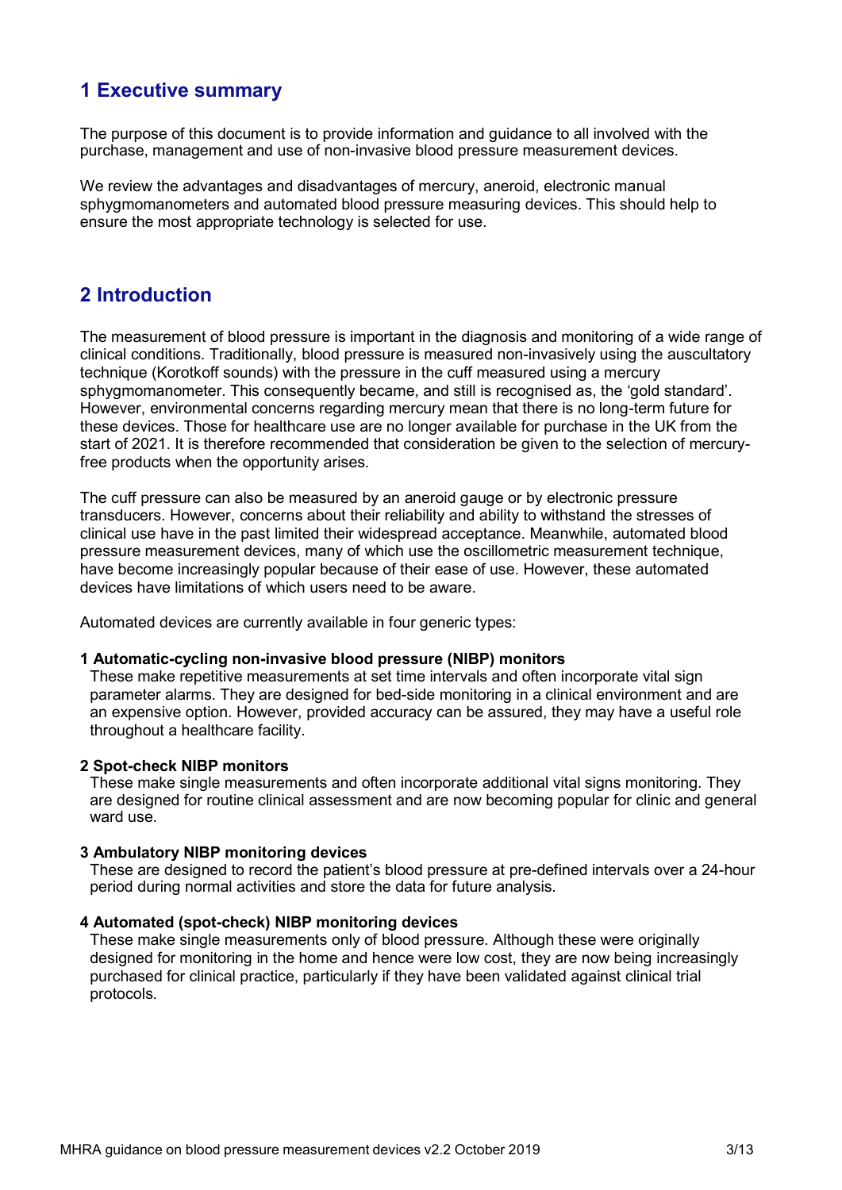## 1 Executive summary

The purpose of this document is to provide information and guidance to all involved with the purchase, management and use of non-invasive blood pressure measurement devices.

We review the advantages and disadvantages of mercury, aneroid, electronic manual sphygmomanometers and automated blood pressure measuring devices. This should help to ensure the most appropriate technology is selected for use.

## 2 Introduction

The measurement of blood pressure is important in the diagnosis and monitoring of a wide range of clinical conditions. Traditionally, blood pressure is measured non-invasively using the auscultatory technique (Korotkoff sounds) with the pressure in the cuff measured using a mercury sphygmomanometer. This consequently became, and still is recognised as, the 'gold standard'. However, environmental concerns regarding mercury mean that there is no long-term future for these devices. Those for healthcare use are no longer available for purchase in the UK from the start of 2021. It is therefore recommended that consideration be given to the selection of mercury-free products when the opportunity arises.

The cuff pressure can also be measured by an aneroid gauge or by electronic pressure transducers. However, concerns about their reliability and ability to withstand the stresses of clinical use have in the past limited their widespread acceptance. Meanwhile, automated blood pressure measurement devices, many of which use the oscillometric measurement technique, have become increasingly popular because of their ease of use. However, these automated devices have limitations of which users need to be aware.

Automated devices are currently available in four generic types:

**1 Automatic-cycling non-invasive blood pressure (NIBP) monitors**
These make repetitive measurements at set time intervals and often incorporate vital sign parameter alarms. They are designed for bed-side monitoring in a clinical environment and are an expensive option. However, provided accuracy can be assured, they may have a useful role throughout a healthcare facility.

**2 Spot-check NIBP monitors**
These make single measurements and often incorporate additional vital signs monitoring. They are designed for routine clinical assessment and are now becoming popular for clinic and general ward use.

**3 Ambulatory NIBP monitoring devices**
These are designed to record the patient's blood pressure at pre-defined intervals over a 24-hour period during normal activities and store the data for future analysis.

**4 Automated (spot-check) NIBP monitoring devices**
These make single measurements only of blood pressure. Although these were originally designed for monitoring in the home and hence were low cost, they are now being increasingly purchased for clinical practice, particularly if they have been validated against clinical trial protocols.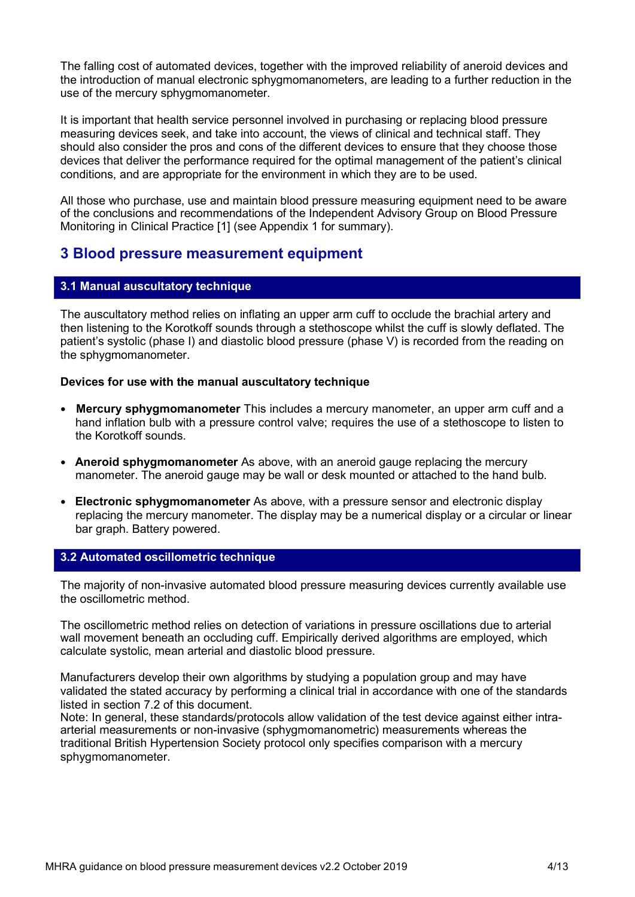The falling cost of automated devices, together with the improved reliability of aneroid devices and the introduction of manual electronic sphygmomanometers, are leading to a further reduction in the use of the mercury sphygmomanometer.

It is important that health service personnel involved in purchasing or replacing blood pressure measuring devices seek, and take into account, the views of clinical and technical staff. They should also consider the pros and cons of the different devices to ensure that they choose those devices that deliver the performance required for the optimal management of the patient's clinical conditions, and are appropriate for the environment in which they are to be used.

All those who purchase, use and maintain blood pressure measuring equipment need to be aware of the conclusions and recommendations of the Independent Advisory Group on Blood Pressure Monitoring in Clinical Practice [1] (see Appendix 1 for summary).

## 3 Blood pressure measurement equipment

### 3.1 Manual auscultatory technique

The auscultatory method relies on inflating an upper arm cuff to occlude the brachial artery and then listening to the Korotkoff sounds through a stethoscope whilst the cuff is slowly deflated. The patient's systolic (phase I) and diastolic blood pressure (phase V) is recorded from the reading on the sphygmomanometer.

**Devices for use with the manual auscultatory technique**

- **Mercury sphygmomanometer** This includes a mercury manometer, an upper arm cuff and a hand inflation bulb with a pressure control valve; requires the use of a stethoscope to listen to the Korotkoff sounds.
- **Aneroid sphygmomanometer** As above, with an aneroid gauge replacing the mercury manometer. The aneroid gauge may be wall or desk mounted or attached to the hand bulb.
- **Electronic sphygmomanometer** As above, with a pressure sensor and electronic display replacing the mercury manometer. The display may be a numerical display or a circular or linear bar graph. Battery powered.

### 3.2 Automated oscillometric technique

The majority of non-invasive automated blood pressure measuring devices currently available use the oscillometric method.

The oscillometric method relies on detection of variations in pressure oscillations due to arterial wall movement beneath an occluding cuff. Empirically derived algorithms are employed, which calculate systolic, mean arterial and diastolic blood pressure.

Manufacturers develop their own algorithms by studying a population group and may have validated the stated accuracy by performing a clinical trial in accordance with one of the standards listed in section 7.2 of this document.
Note: In general, these standards/protocols allow validation of the test device against either intra-arterial measurements or non-invasive (sphygmomanometric) measurements whereas the traditional British Hypertension Society protocol only specifies comparison with a mercury sphygmomanometer.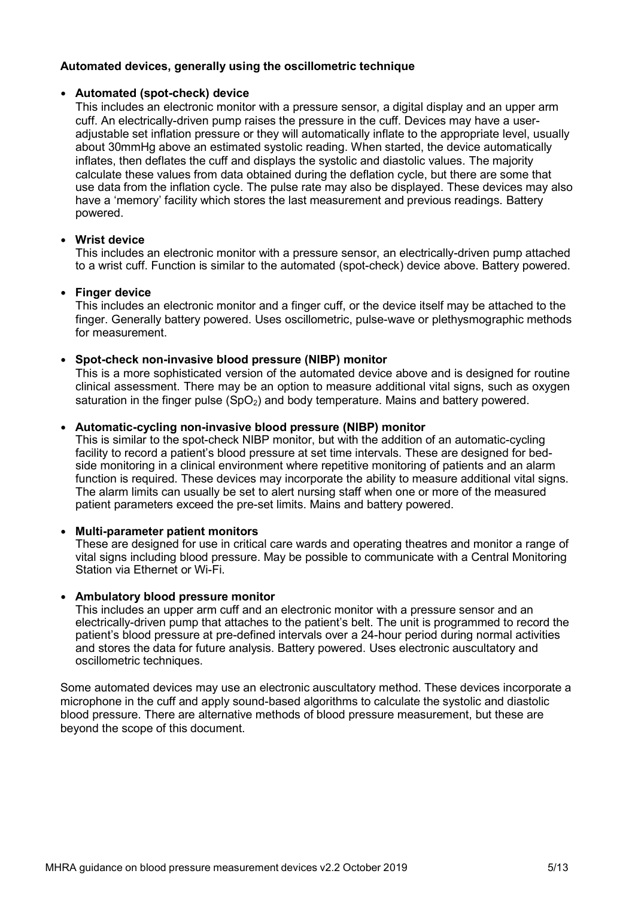**Automated devices, generally using the oscillometric technique**

- **Automated (spot-check) device**
  This includes an electronic monitor with a pressure sensor, a digital display and an upper arm cuff. An electrically-driven pump raises the pressure in the cuff. Devices may have a user-adjustable set inflation pressure or they will automatically inflate to the appropriate level, usually about 30mmHg above an estimated systolic reading. When started, the device automatically inflates, then deflates the cuff and displays the systolic and diastolic values. The majority calculate these values from data obtained during the deflation cycle, but there are some that use data from the inflation cycle. The pulse rate may also be displayed. These devices may also have a 'memory' facility which stores the last measurement and previous readings. Battery powered.

- **Wrist device**
  This includes an electronic monitor with a pressure sensor, an electrically-driven pump attached to a wrist cuff. Function is similar to the automated (spot-check) device above. Battery powered.

- **Finger device**
  This includes an electronic monitor and a finger cuff, or the device itself may be attached to the finger. Generally battery powered. Uses oscillometric, pulse-wave or plethysmographic methods for measurement.

- **Spot-check non-invasive blood pressure (NIBP) monitor**
  This is a more sophisticated version of the automated device above and is designed for routine clinical assessment. There may be an option to measure additional vital signs, such as oxygen saturation in the finger pulse ($SpO_2$) and body temperature. Mains and battery powered.

- **Automatic-cycling non-invasive blood pressure (NIBP) monitor**
  This is similar to the spot-check NIBP monitor, but with the addition of an automatic-cycling facility to record a patient's blood pressure at set time intervals. These are designed for bed-side monitoring in a clinical environment where repetitive monitoring of patients and an alarm function is required. These devices may incorporate the ability to measure additional vital signs. The alarm limits can usually be set to alert nursing staff when one or more of the measured patient parameters exceed the pre-set limits. Mains and battery powered.

- **Multi-parameter patient monitors**
  These are designed for use in critical care wards and operating theatres and monitor a range of vital signs including blood pressure. May be possible to communicate with a Central Monitoring Station via Ethernet or Wi-Fi.

- **Ambulatory blood pressure monitor**
  This includes an upper arm cuff and an electronic monitor with a pressure sensor and an electrically-driven pump that attaches to the patient's belt. The unit is programmed to record the patient's blood pressure at pre-defined intervals over a 24-hour period during normal activities and stores the data for future analysis. Battery powered. Uses electronic auscultatory and oscillometric techniques.

Some automated devices may use an electronic auscultatory method. These devices incorporate a microphone in the cuff and apply sound-based algorithms to calculate the systolic and diastolic blood pressure. There are alternative methods of blood pressure measurement, but these are beyond the scope of this document.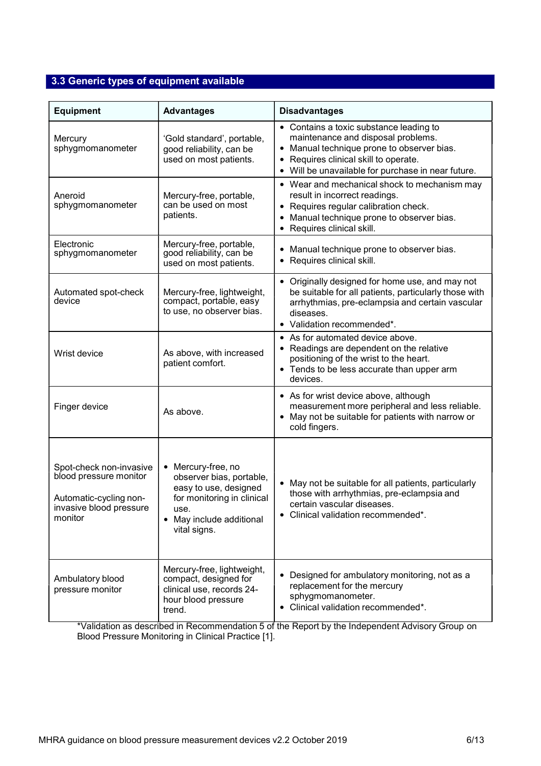## 3.3 Generic types of equipment available

| Equipment | Advantages | Disadvantages |
|---|---|---|
| Mercury sphygmomanometer | 'Gold standard', portable, good reliability, can be used on most patients. | • Contains a toxic substance leading to maintenance and disposal problems.<br>• Manual technique prone to observer bias.<br>• Requires clinical skill to operate.<br>• Will be unavailable for purchase in near future. |
| Aneroid sphygmomanometer | Mercury-free, portable, can be used on most patients. | • Wear and mechanical shock to mechanism may result in incorrect readings.<br>• Requires regular calibration check.<br>• Manual technique prone to observer bias.<br>• Requires clinical skill. |
| Electronic sphygmomanometer | Mercury-free, portable, good reliability, can be used on most patients. | • Manual technique prone to observer bias.<br>• Requires clinical skill. |
| Automated spot-check device | Mercury-free, lightweight, compact, portable, easy to use, no observer bias. | • Originally designed for home use, and may not be suitable for all patients, particularly those with arrhythmias, pre-eclampsia and certain vascular diseases.<br>• Validation recommended*. |
| Wrist device | As above, with increased patient comfort. | • As for automated device above.<br>• Readings are dependent on the relative positioning of the wrist to the heart.<br>• Tends to be less accurate than upper arm devices. |
| Finger device | As above. | • As for wrist device above, although measurement more peripheral and less reliable.<br>• May not be suitable for patients with narrow or cold fingers. |
| Spot-check non-invasive blood pressure monitor<br><br>Automatic-cycling non-invasive blood pressure monitor | • Mercury-free, no observer bias, portable, easy to use, designed for monitoring in clinical use.<br>• May include additional vital signs. | • May not be suitable for all patients, particularly those with arrhythmias, pre-eclampsia and certain vascular diseases.<br>• Clinical validation recommended*. |
| Ambulatory blood pressure monitor | Mercury-free, lightweight, compact, designed for clinical use, records 24-hour blood pressure trend. | • Designed for ambulatory monitoring, not as a replacement for the mercury sphygmomanometer.<br>• Clinical validation recommended*. |

*Validation as described in Recommendation 5 of the Report by the Independent Advisory Group on Blood Pressure Monitoring in Clinical Practice [1].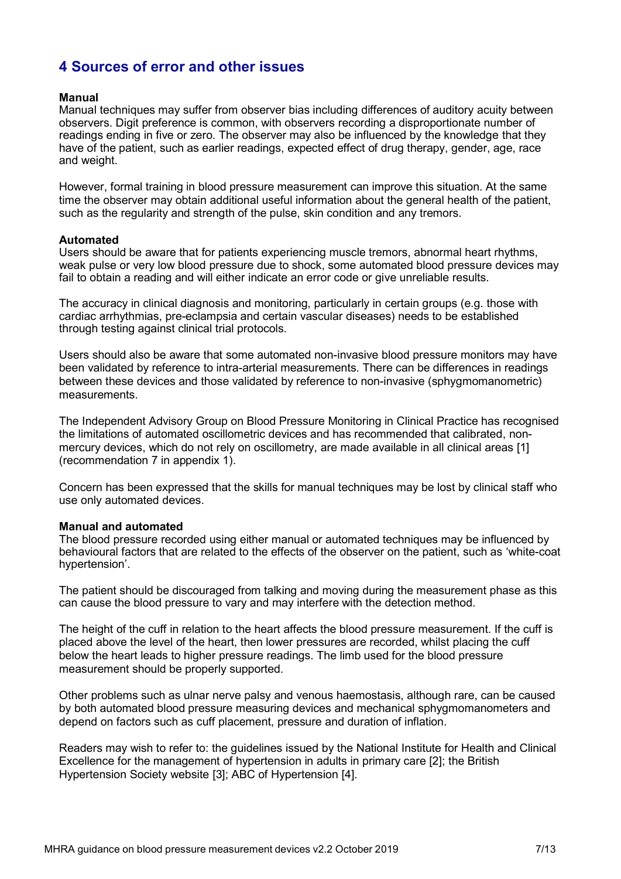# 4 Sources of error and other issues

**Manual**

Manual techniques may suffer from observer bias including differences of auditory acuity between observers. Digit preference is common, with observers recording a disproportionate number of readings ending in five or zero. The observer may also be influenced by the knowledge that they have of the patient, such as earlier readings, expected effect of drug therapy, gender, age, race and weight.

However, formal training in blood pressure measurement can improve this situation. At the same time the observer may obtain additional useful information about the general health of the patient, such as the regularity and strength of the pulse, skin condition and any tremors.

**Automated**

Users should be aware that for patients experiencing muscle tremors, abnormal heart rhythms, weak pulse or very low blood pressure due to shock, some automated blood pressure devices may fail to obtain a reading and will either indicate an error code or give unreliable results.

The accuracy in clinical diagnosis and monitoring, particularly in certain groups (e.g. those with cardiac arrhythmias, pre-eclampsia and certain vascular diseases) needs to be established through testing against clinical trial protocols.

Users should also be aware that some automated non-invasive blood pressure monitors may have been validated by reference to intra-arterial measurements. There can be differences in readings between these devices and those validated by reference to non-invasive (sphygmomanometric) measurements.

The Independent Advisory Group on Blood Pressure Monitoring in Clinical Practice has recognised the limitations of automated oscillometric devices and has recommended that calibrated, non-mercury devices, which do not rely on oscillometry, are made available in all clinical areas [1] (recommendation 7 in appendix 1).

Concern has been expressed that the skills for manual techniques may be lost by clinical staff who use only automated devices.

**Manual and automated**

The blood pressure recorded using either manual or automated techniques may be influenced by behavioural factors that are related to the effects of the observer on the patient, such as 'white-coat hypertension'.

The patient should be discouraged from talking and moving during the measurement phase as this can cause the blood pressure to vary and may interfere with the detection method.

The height of the cuff in relation to the heart affects the blood pressure measurement. If the cuff is placed above the level of the heart, then lower pressures are recorded, whilst placing the cuff below the heart leads to higher pressure readings. The limb used for the blood pressure measurement should be properly supported.

Other problems such as ulnar nerve palsy and venous haemostasis, although rare, can be caused by both automated blood pressure measuring devices and mechanical sphygmomanometers and depend on factors such as cuff placement, pressure and duration of inflation.

Readers may wish to refer to: the guidelines issued by the National Institute for Health and Clinical Excellence for the management of hypertension in adults in primary care [2]; the British Hypertension Society website [3]; ABC of Hypertension [4].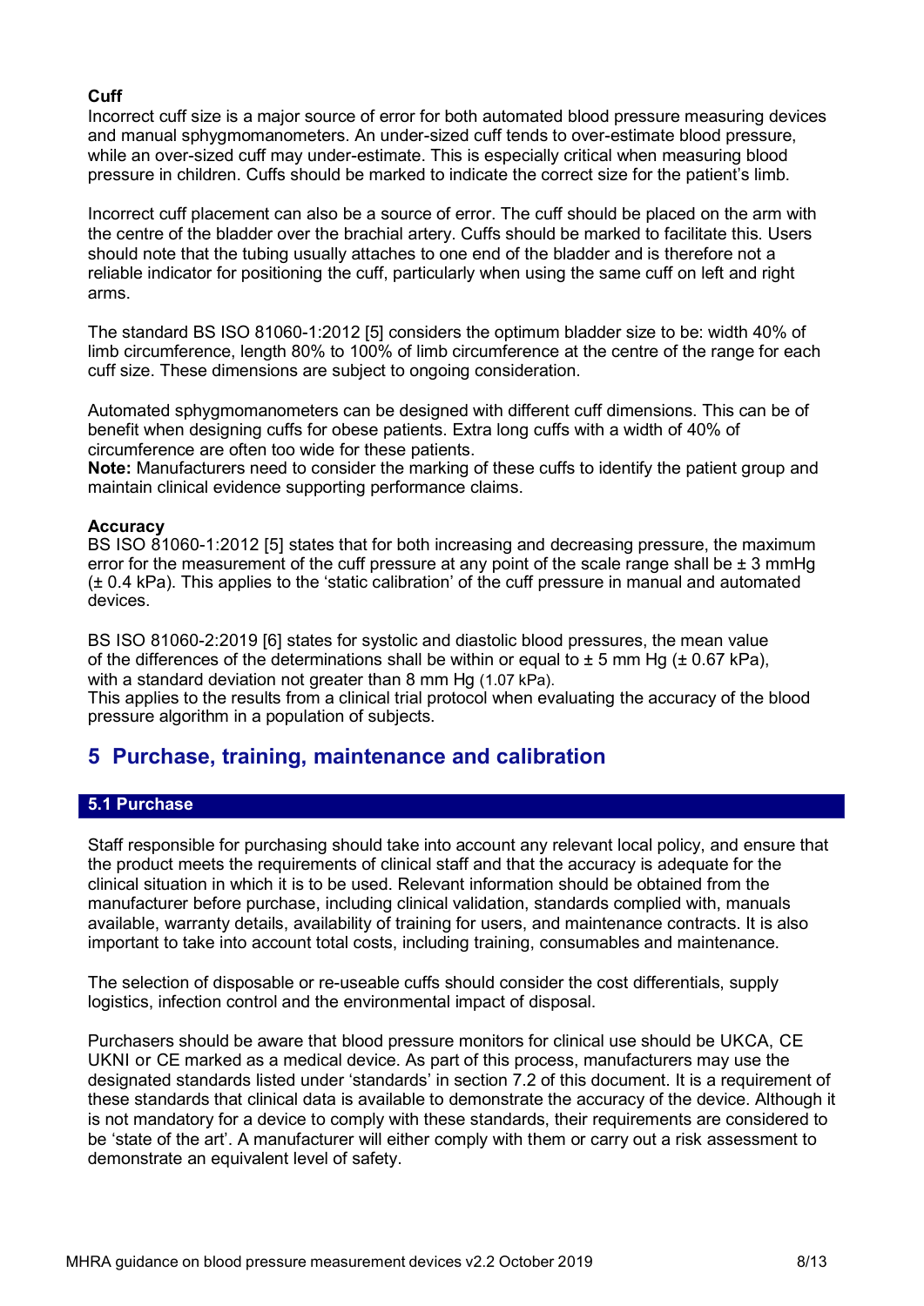**Cuff**

Incorrect cuff size is a major source of error for both automated blood pressure measuring devices and manual sphygmomanometers. An under-sized cuff tends to over-estimate blood pressure, while an over-sized cuff may under-estimate. This is especially critical when measuring blood pressure in children. Cuffs should be marked to indicate the correct size for the patient's limb.

Incorrect cuff placement can also be a source of error. The cuff should be placed on the arm with the centre of the bladder over the brachial artery. Cuffs should be marked to facilitate this. Users should note that the tubing usually attaches to one end of the bladder and is therefore not a reliable indicator for positioning the cuff, particularly when using the same cuff on left and right arms.

The standard BS ISO 81060-1:2012 [5] considers the optimum bladder size to be: width 40% of limb circumference, length 80% to 100% of limb circumference at the centre of the range for each cuff size. These dimensions are subject to ongoing consideration.

Automated sphygmomanometers can be designed with different cuff dimensions. This can be of benefit when designing cuffs for obese patients. Extra long cuffs with a width of 40% of circumference are often too wide for these patients.

**Note:** Manufacturers need to consider the marking of these cuffs to identify the patient group and maintain clinical evidence supporting performance claims.

**Accuracy**

BS ISO 81060-1:2012 [5] states that for both increasing and decreasing pressure, the maximum error for the measurement of the cuff pressure at any point of the scale range shall be ± 3 mmHg (± 0.4 kPa). This applies to the 'static calibration' of the cuff pressure in manual and automated devices.

BS ISO 81060-2:2019 [6] states for systolic and diastolic blood pressures, the mean value of the differences of the determinations shall be within or equal to ± 5 mm Hg (± 0.67 kPa), with a standard deviation not greater than 8 mm Hg (1.07 kPa).

This applies to the results from a clinical trial protocol when evaluating the accuracy of the blood pressure algorithm in a population of subjects.

## 5 Purchase, training, maintenance and calibration

### 5.1 Purchase

Staff responsible for purchasing should take into account any relevant local policy, and ensure that the product meets the requirements of clinical staff and that the accuracy is adequate for the clinical situation in which it is to be used. Relevant information should be obtained from the manufacturer before purchase, including clinical validation, standards complied with, manuals available, warranty details, availability of training for users, and maintenance contracts. It is also important to take into account total costs, including training, consumables and maintenance.

The selection of disposable or re-useable cuffs should consider the cost differentials, supply logistics, infection control and the environmental impact of disposal.

Purchasers should be aware that blood pressure monitors for clinical use should be UKCA, CE UKNI or CE marked as a medical device. As part of this process, manufacturers may use the designated standards listed under 'standards' in section 7.2 of this document. It is a requirement of these standards that clinical data is available to demonstrate the accuracy of the device. Although it is not mandatory for a device to comply with these standards, their requirements are considered to be 'state of the art'. A manufacturer will either comply with them or carry out a risk assessment to demonstrate an equivalent level of safety.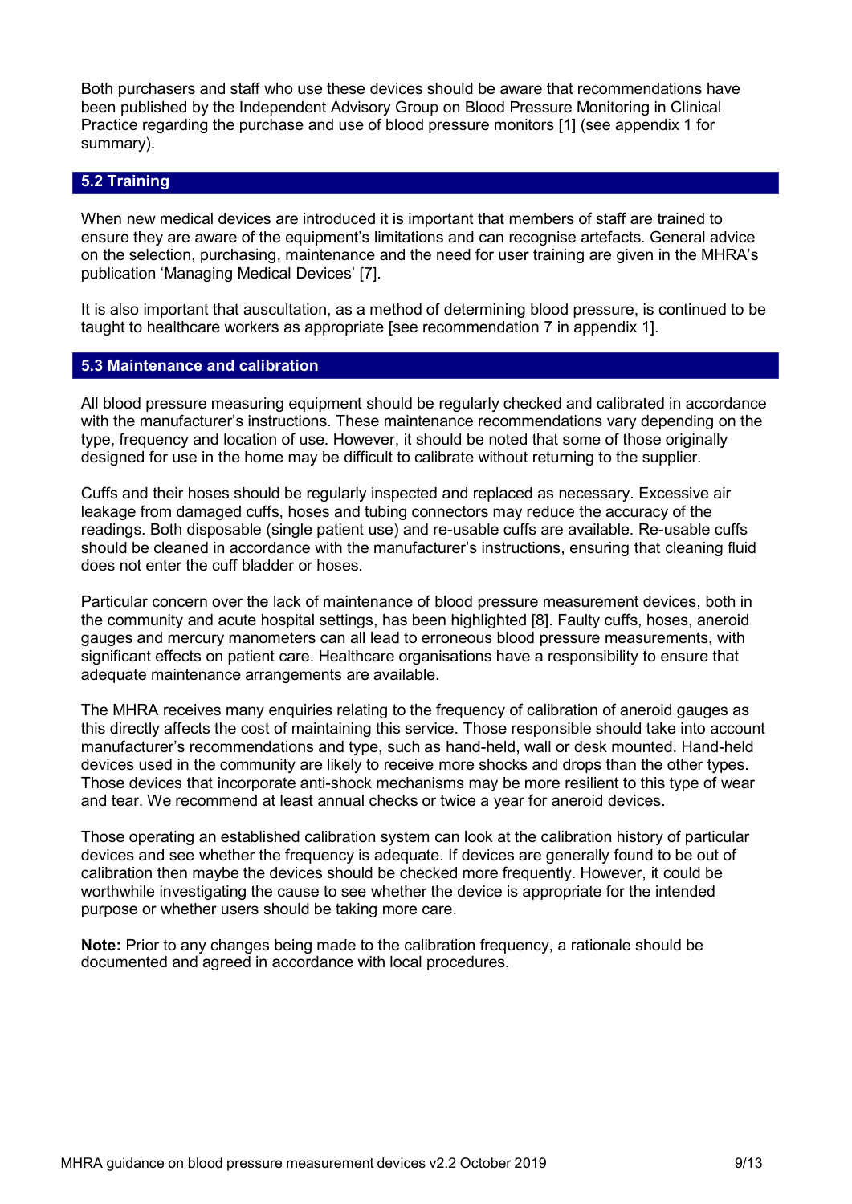Both purchasers and staff who use these devices should be aware that recommendations have been published by the Independent Advisory Group on Blood Pressure Monitoring in Clinical Practice regarding the purchase and use of blood pressure monitors [1] (see appendix 1 for summary).

## 5.2 Training

When new medical devices are introduced it is important that members of staff are trained to ensure they are aware of the equipment's limitations and can recognise artefacts. General advice on the selection, purchasing, maintenance and the need for user training are given in the MHRA's publication 'Managing Medical Devices' [7].

It is also important that auscultation, as a method of determining blood pressure, is continued to be taught to healthcare workers as appropriate [see recommendation 7 in appendix 1].

## 5.3 Maintenance and calibration

All blood pressure measuring equipment should be regularly checked and calibrated in accordance with the manufacturer's instructions. These maintenance recommendations vary depending on the type, frequency and location of use. However, it should be noted that some of those originally designed for use in the home may be difficult to calibrate without returning to the supplier.

Cuffs and their hoses should be regularly inspected and replaced as necessary. Excessive air leakage from damaged cuffs, hoses and tubing connectors may reduce the accuracy of the readings. Both disposable (single patient use) and re-usable cuffs are available. Re-usable cuffs should be cleaned in accordance with the manufacturer's instructions, ensuring that cleaning fluid does not enter the cuff bladder or hoses.

Particular concern over the lack of maintenance of blood pressure measurement devices, both in the community and acute hospital settings, has been highlighted [8]. Faulty cuffs, hoses, aneroid gauges and mercury manometers can all lead to erroneous blood pressure measurements, with significant effects on patient care. Healthcare organisations have a responsibility to ensure that adequate maintenance arrangements are available.

The MHRA receives many enquiries relating to the frequency of calibration of aneroid gauges as this directly affects the cost of maintaining this service. Those responsible should take into account manufacturer's recommendations and type, such as hand-held, wall or desk mounted. Hand-held devices used in the community are likely to receive more shocks and drops than the other types. Those devices that incorporate anti-shock mechanisms may be more resilient to this type of wear and tear. We recommend at least annual checks or twice a year for aneroid devices.

Those operating an established calibration system can look at the calibration history of particular devices and see whether the frequency is adequate. If devices are generally found to be out of calibration then maybe the devices should be checked more frequently. However, it could be worthwhile investigating the cause to see whether the device is appropriate for the intended purpose or whether users should be taking more care.

**Note:** Prior to any changes being made to the calibration frequency, a rationale should be documented and agreed in accordance with local procedures.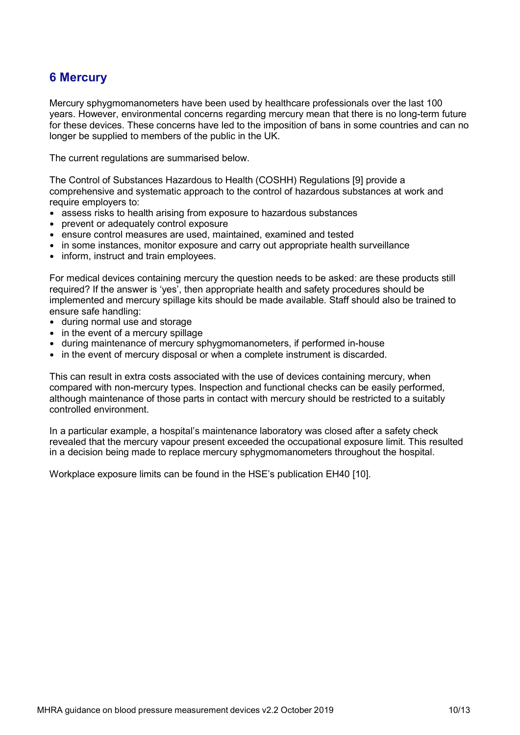## 6 Mercury

Mercury sphygmomanometers have been used by healthcare professionals over the last 100 years. However, environmental concerns regarding mercury mean that there is no long-term future for these devices. These concerns have led to the imposition of bans in some countries and can no longer be supplied to members of the public in the UK.

The current regulations are summarised below.

The Control of Substances Hazardous to Health (COSHH) Regulations [9] provide a comprehensive and systematic approach to the control of hazardous substances at work and require employers to:

- assess risks to health arising from exposure to hazardous substances
- prevent or adequately control exposure
- ensure control measures are used, maintained, examined and tested
- in some instances, monitor exposure and carry out appropriate health surveillance
- inform, instruct and train employees.

For medical devices containing mercury the question needs to be asked: are these products still required? If the answer is 'yes', then appropriate health and safety procedures should be implemented and mercury spillage kits should be made available. Staff should also be trained to ensure safe handling:

- during normal use and storage
- in the event of a mercury spillage
- during maintenance of mercury sphygmomanometers, if performed in-house
- in the event of mercury disposal or when a complete instrument is discarded.

This can result in extra costs associated with the use of devices containing mercury, when compared with non-mercury types. Inspection and functional checks can be easily performed, although maintenance of those parts in contact with mercury should be restricted to a suitably controlled environment.

In a particular example, a hospital's maintenance laboratory was closed after a safety check revealed that the mercury vapour present exceeded the occupational exposure limit. This resulted in a decision being made to replace mercury sphygmomanometers throughout the hospital.

Workplace exposure limits can be found in the HSE's publication EH40 [10].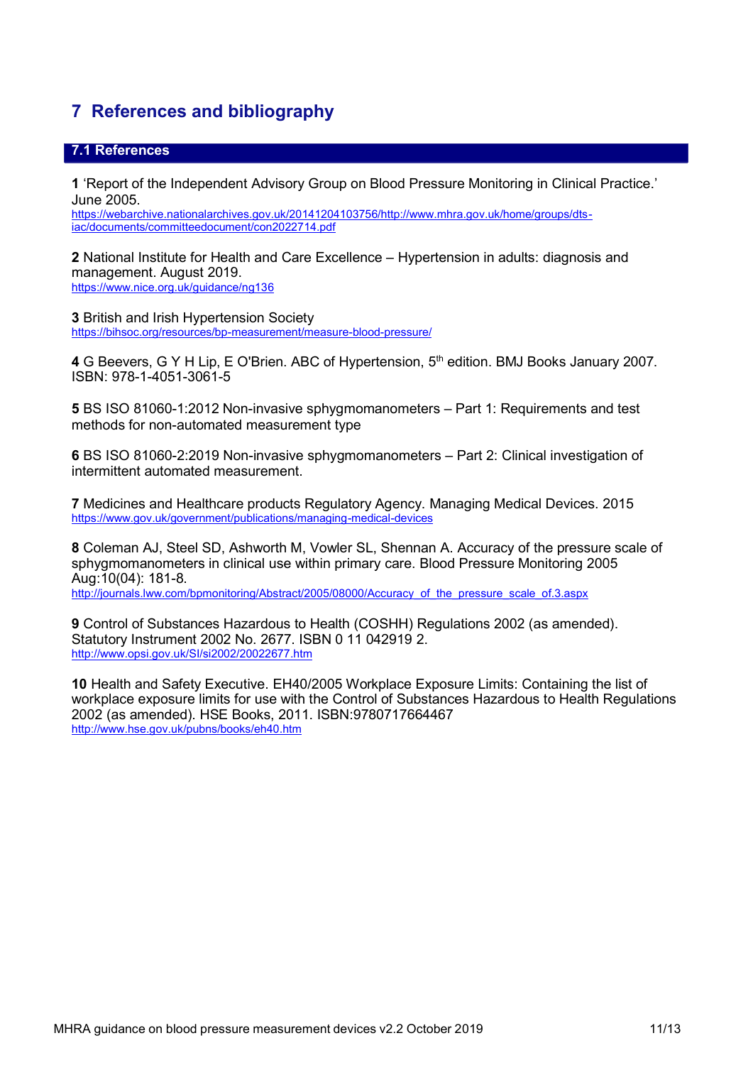# 7 References and bibliography

## 7.1 References

**1** 'Report of the Independent Advisory Group on Blood Pressure Monitoring in Clinical Practice.' June 2005.
https://webarchive.nationalarchives.gov.uk/20141204103756/http://www.mhra.gov.uk/home/groups/dts-iac/documents/committeedocument/con2022714.pdf

**2** National Institute for Health and Care Excellence – Hypertension in adults: diagnosis and management. August 2019.
https://www.nice.org.uk/guidance/ng136

**3** British and Irish Hypertension Society
https://bihsoc.org/resources/bp-measurement/measure-blood-pressure/

**4** G Beevers, G Y H Lip, E O'Brien. ABC of Hypertension, 5th edition. BMJ Books January 2007. ISBN: 978-1-4051-3061-5

**5** BS ISO 81060-1:2012 Non-invasive sphygmomanometers – Part 1: Requirements and test methods for non-automated measurement type

**6** BS ISO 81060-2:2019 Non-invasive sphygmomanometers – Part 2: Clinical investigation of intermittent automated measurement.

**7** Medicines and Healthcare products Regulatory Agency. Managing Medical Devices. 2015
https://www.gov.uk/government/publications/managing-medical-devices

**8** Coleman AJ, Steel SD, Ashworth M, Vowler SL, Shennan A. Accuracy of the pressure scale of sphygmomanometers in clinical use within primary care. Blood Pressure Monitoring 2005 Aug:10(04): 181-8.
http://journals.lww.com/bpmonitoring/Abstract/2005/08000/Accuracy_of_the_pressure_scale_of.3.aspx

**9** Control of Substances Hazardous to Health (COSHH) Regulations 2002 (as amended). Statutory Instrument 2002 No. 2677. ISBN 0 11 042919 2.
http://www.opsi.gov.uk/SI/si2002/20022677.htm

**10** Health and Safety Executive. EH40/2005 Workplace Exposure Limits: Containing the list of workplace exposure limits for use with the Control of Substances Hazardous to Health Regulations 2002 (as amended). HSE Books, 2011. ISBN:9780717664467
http://www.hse.gov.uk/pubns/books/eh40.htm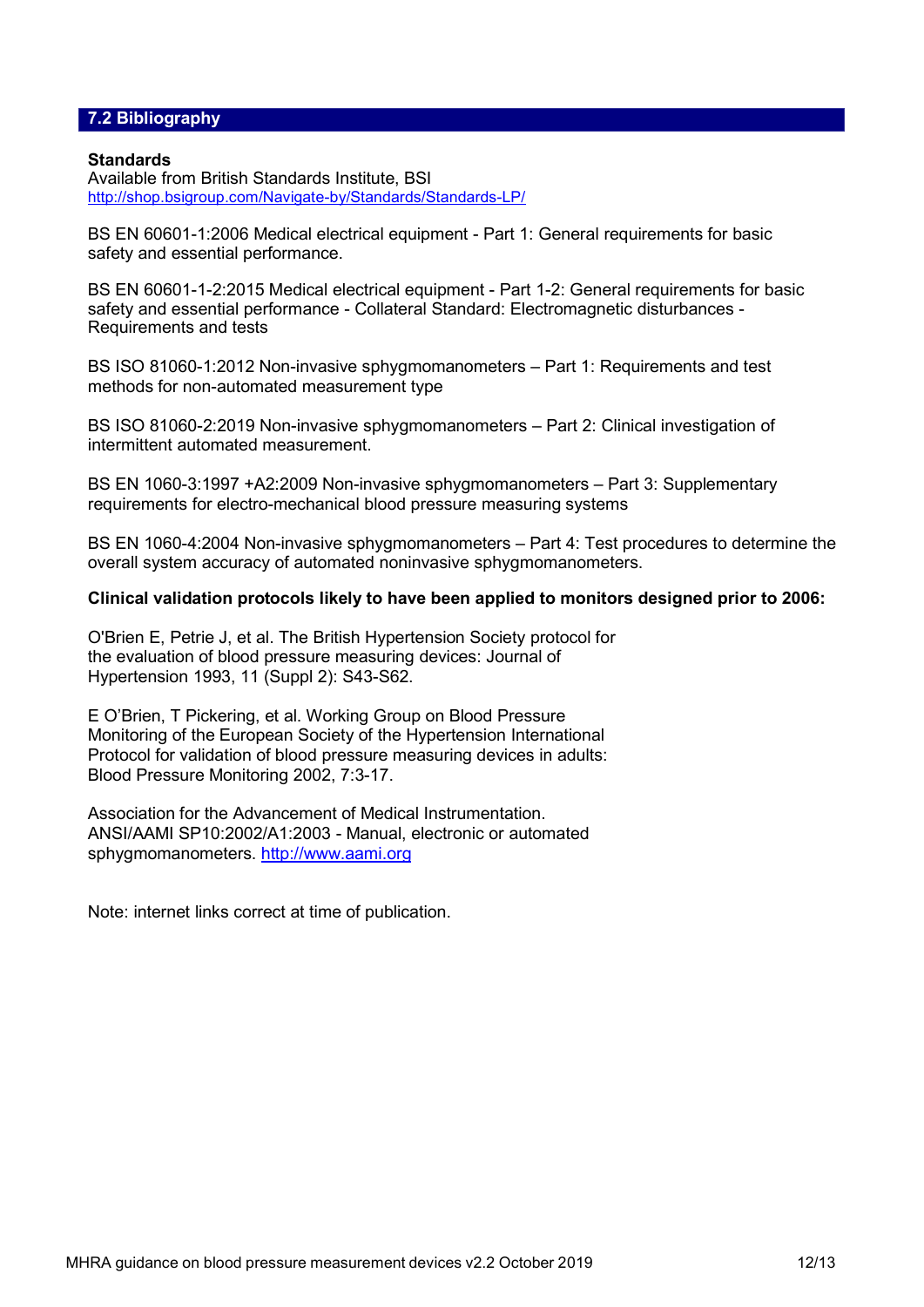## 7.2 Bibliography

**Standards**
Available from British Standards Institute, BSI
http://shop.bsigroup.com/Navigate-by/Standards/Standards-LP/

BS EN 60601-1:2006 Medical electrical equipment - Part 1: General requirements for basic safety and essential performance.

BS EN 60601-1-2:2015 Medical electrical equipment - Part 1-2: General requirements for basic safety and essential performance - Collateral Standard: Electromagnetic disturbances - Requirements and tests

BS ISO 81060-1:2012 Non-invasive sphygmomanometers – Part 1: Requirements and test methods for non-automated measurement type

BS ISO 81060-2:2019 Non-invasive sphygmomanometers – Part 2: Clinical investigation of intermittent automated measurement.

BS EN 1060-3:1997 +A2:2009 Non-invasive sphygmomanometers – Part 3: Supplementary requirements for electro-mechanical blood pressure measuring systems

BS EN 1060-4:2004 Non-invasive sphygmomanometers – Part 4: Test procedures to determine the overall system accuracy of automated noninvasive sphygmomanometers.

**Clinical validation protocols likely to have been applied to monitors designed prior to 2006:**

O'Brien E, Petrie J, et al. The British Hypertension Society protocol for the evaluation of blood pressure measuring devices: Journal of Hypertension 1993, 11 (Suppl 2): S43-S62.

E O'Brien, T Pickering, et al. Working Group on Blood Pressure Monitoring of the European Society of the Hypertension International Protocol for validation of blood pressure measuring devices in adults: Blood Pressure Monitoring 2002, 7:3-17.

Association for the Advancement of Medical Instrumentation. ANSI/AAMI SP10:2002/A1:2003 - Manual, electronic or automated sphygmomanometers. http://www.aami.org

Note: internet links correct at time of publication.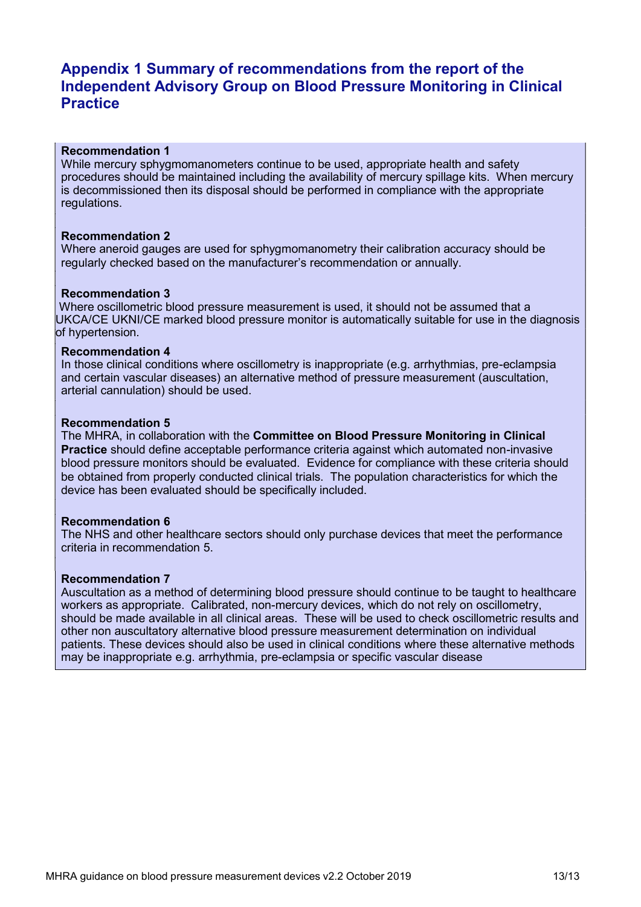## Appendix 1 Summary of recommendations from the report of the Independent Advisory Group on Blood Pressure Monitoring in Clinical Practice

**Recommendation 1**
While mercury sphygmomanometers continue to be used, appropriate health and safety procedures should be maintained including the availability of mercury spillage kits. When mercury is decommissioned then its disposal should be performed in compliance with the appropriate regulations.

**Recommendation 2**
Where aneroid gauges are used for sphygmomanometry their calibration accuracy should be regularly checked based on the manufacturer's recommendation or annually.

**Recommendation 3**
Where oscillometric blood pressure measurement is used, it should not be assumed that a UKCA/CE UKNI/CE marked blood pressure monitor is automatically suitable for use in the diagnosis of hypertension.

**Recommendation 4**
In those clinical conditions where oscillometry is inappropriate (e.g. arrhythmias, pre-eclampsia and certain vascular diseases) an alternative method of pressure measurement (auscultation, arterial cannulation) should be used.

**Recommendation 5**
The MHRA, in collaboration with the **Committee on Blood Pressure Monitoring in Clinical Practice** should define acceptable performance criteria against which automated non-invasive blood pressure monitors should be evaluated. Evidence for compliance with these criteria should be obtained from properly conducted clinical trials. The population characteristics for which the device has been evaluated should be specifically included.

**Recommendation 6**
The NHS and other healthcare sectors should only purchase devices that meet the performance criteria in recommendation 5.

**Recommendation 7**
Auscultation as a method of determining blood pressure should continue to be taught to healthcare workers as appropriate. Calibrated, non-mercury devices, which do not rely on oscillometry, should be made available in all clinical areas. These will be used to check oscillometric results and other non auscultatory alternative blood pressure measurement determination on individual patients. These devices should also be used in clinical conditions where these alternative methods may be inappropriate e.g. arrhythmia, pre-eclampsia or specific vascular disease